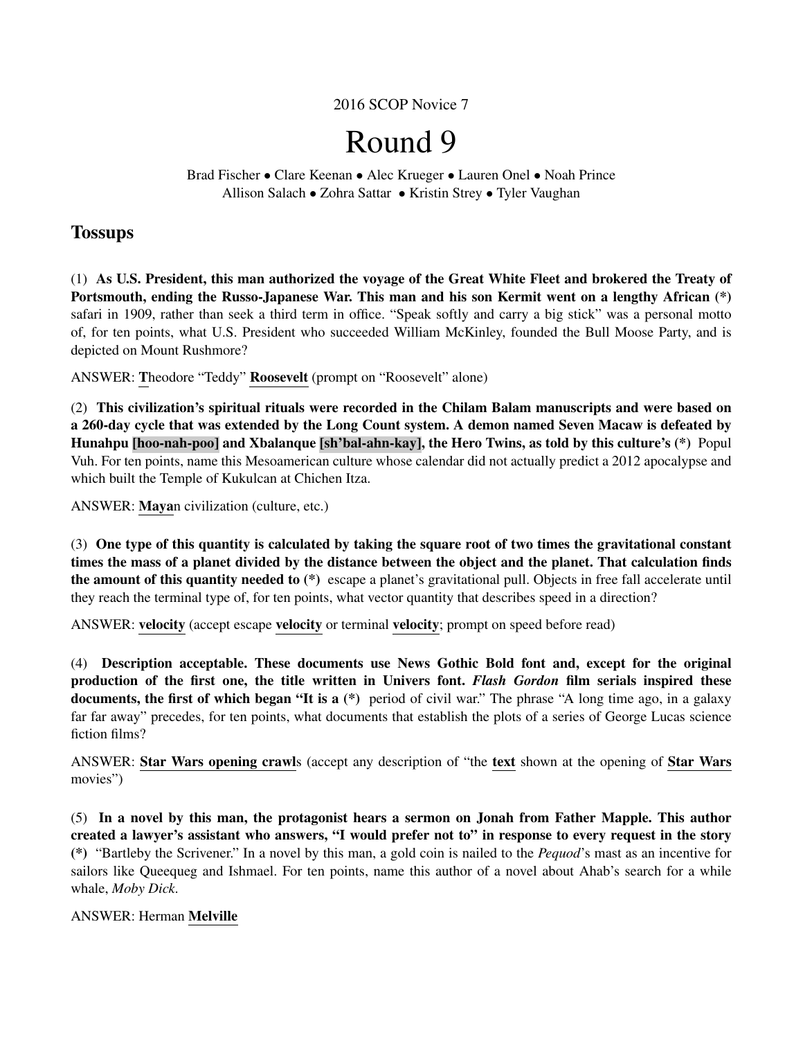2016 SCOP Novice 7

# Round 9

Brad Fischer • Clare Keenan • Alec Krueger • Lauren Onel • Noah Prince
Allison Salach • Zohra Sattar • Kristin Strey • Tyler Vaughan

## Tossups

(1) **As U.S. President, this man authorized the voyage of the Great White Fleet and brokered the Treaty of Portsmouth, ending the Russo-Japanese War. This man and his son Kermit went on a lengthy African (*)** safari in 1909, rather than seek a third term in office. "Speak softly and carry a big stick" was a personal motto of, for ten points, what U.S. President who succeeded William McKinley, founded the Bull Moose Party, and is depicted on Mount Rushmore?

ANSWER: **T**heodore "Teddy" **Roosevelt** (prompt on "Roosevelt" alone)

(2) **This civilization's spiritual rituals were recorded in the Chilam Balam manuscripts and were based on a 260-day cycle that was extended by the Long Count system. A demon named Seven Macaw is defeated by Hunahpu [hoo-nah-poo] and Xbalanque [sh'bal-ahn-kay], the Hero Twins, as told by this culture's (*)** Popul Vuh. For ten points, name this Mesoamerican culture whose calendar did not actually predict a 2012 apocalypse and which built the Temple of Kukulcan at Chichen Itza.

ANSWER: **Maya**n civilization (culture, etc.)

(3) **One type of this quantity is calculated by taking the square root of two times the gravitational constant times the mass of a planet divided by the distance between the object and the planet. That calculation finds the amount of this quantity needed to (*)** escape a planet's gravitational pull. Objects in free fall accelerate until they reach the terminal type of, for ten points, what vector quantity that describes speed in a direction?

ANSWER: **velocity** (accept escape **velocity** or terminal **velocity**; prompt on speed before read)

(4) **Description acceptable. These documents use News Gothic Bold font and, except for the original production of the first one, the title written in Univers font. *Flash Gordon* film serials inspired these documents, the first of which began "It is a (*)** period of civil war." The phrase "A long time ago, in a galaxy far far away" precedes, for ten points, what documents that establish the plots of a series of George Lucas science fiction films?

ANSWER: **Star Wars opening crawl**s (accept any description of "the **text** shown at the opening of **Star Wars** movies")

(5) **In a novel by this man, the protagonist hears a sermon on Jonah from Father Mapple. This author created a lawyer's assistant who answers, "I would prefer not to" in response to every request in the story (*)** "Bartleby the Scrivener." In a novel by this man, a gold coin is nailed to the *Pequod*'s mast as an incentive for sailors like Queequeg and Ishmael. For ten points, name this author of a novel about Ahab's search for a while whale, *Moby Dick*.

ANSWER: Herman **Melville**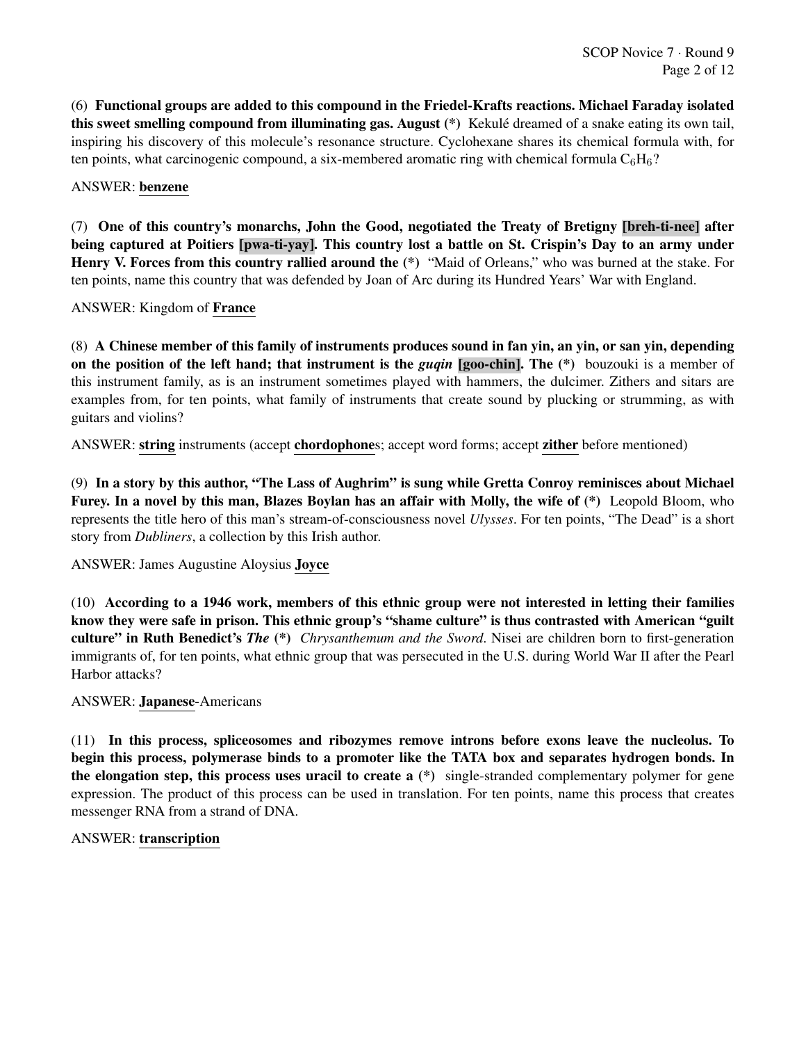(6) **Functional groups are added to this compound in the Friedel-Krafts reactions. Michael Faraday isolated this sweet smelling compound from illuminating gas. August (*)** Kekulé dreamed of a snake eating its own tail, inspiring his discovery of this molecule's resonance structure. Cyclohexane shares its chemical formula with, for ten points, what carcinogenic compound, a six-membered aromatic ring with chemical formula $C_6H_6$?

ANSWER: **benzene**

(7) **One of this country's monarchs, John the Good, negotiated the Treaty of Bretigny [breh-ti-nee] after being captured at Poitiers [pwa-ti-yay]. This country lost a battle on St. Crispin's Day to an army under Henry V. Forces from this country rallied around the (*)** "Maid of Orleans," who was burned at the stake. For ten points, name this country that was defended by Joan of Arc during its Hundred Years' War with England.

ANSWER: Kingdom of **France**

(8) **A Chinese member of this family of instruments produces sound in fan yin, an yin, or san yin, depending on the position of the left hand; that instrument is the *guqin* [goo-chin]. The (*)** bouzouki is a member of this instrument family, as is an instrument sometimes played with hammers, the dulcimer. Zithers and sitars are examples from, for ten points, what family of instruments that create sound by plucking or strumming, as with guitars and violins?

ANSWER: **string** instruments (accept **chordophone**s; accept word forms; accept **zither** before mentioned)

(9) **In a story by this author, "The Lass of Aughrim" is sung while Gretta Conroy reminisces about Michael Furey. In a novel by this man, Blazes Boylan has an affair with Molly, the wife of (*)** Leopold Bloom, who represents the title hero of this man's stream-of-consciousness novel *Ulysses*. For ten points, "The Dead" is a short story from *Dubliners*, a collection by this Irish author.

ANSWER: James Augustine Aloysius **Joyce**

(10) **According to a 1946 work, members of this ethnic group were not interested in letting their families know they were safe in prison. This ethnic group's "shame culture" is thus contrasted with American "guilt culture" in Ruth Benedict's *The* (*)** *Chrysanthemum and the Sword*. Nisei are children born to first-generation immigrants of, for ten points, what ethnic group that was persecuted in the U.S. during World War II after the Pearl Harbor attacks?

ANSWER: **Japanese**-Americans

(11) **In this process, spliceosomes and ribozymes remove introns before exons leave the nucleolus. To begin this process, polymerase binds to a promoter like the TATA box and separates hydrogen bonds. In the elongation step, this process uses uracil to create a (*)** single-stranded complementary polymer for gene expression. The product of this process can be used in translation. For ten points, name this process that creates messenger RNA from a strand of DNA.

ANSWER: **transcription**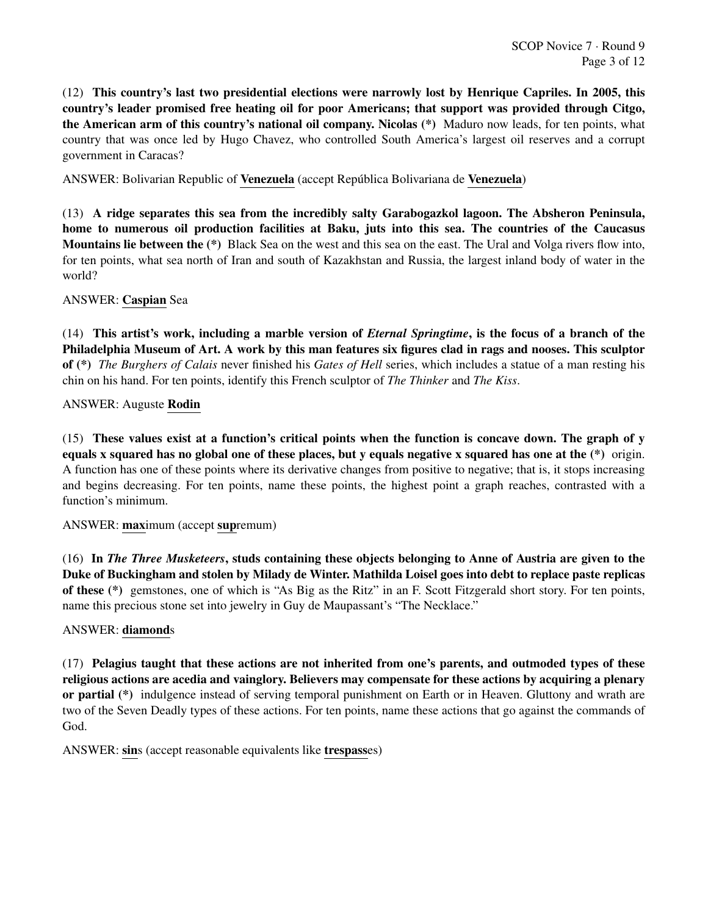(12) **This country's last two presidential elections were narrowly lost by Henrique Capriles. In 2005, this country's leader promised free heating oil for poor Americans; that support was provided through Citgo, the American arm of this country's national oil company. Nicolas (*)** Maduro now leads, for ten points, what country that was once led by Hugo Chavez, who controlled South America's largest oil reserves and a corrupt government in Caracas?

ANSWER: Bolivarian Republic of **Venezuela** (accept República Bolivariana de **Venezuela**)

(13) **A ridge separates this sea from the incredibly salty Garabogazkol lagoon. The Absheron Peninsula, home to numerous oil production facilities at Baku, juts into this sea. The countries of the Caucasus Mountains lie between the (*)** Black Sea on the west and this sea on the east. The Ural and Volga rivers flow into, for ten points, what sea north of Iran and south of Kazakhstan and Russia, the largest inland body of water in the world?

ANSWER: **Caspian** Sea

(14) **This artist's work, including a marble version of *Eternal Springtime*, is the focus of a branch of the Philadelphia Museum of Art. A work by this man features six figures clad in rags and nooses. This sculptor of (*)** *The Burghers of Calais* never finished his *Gates of Hell* series, which includes a statue of a man resting his chin on his hand. For ten points, identify this French sculptor of *The Thinker* and *The Kiss*.

ANSWER: Auguste **Rodin**

(15) **These values exist at a function's critical points when the function is concave down. The graph of y equals x squared has no global one of these places, but y equals negative x squared has one at the (*)** origin. A function has one of these points where its derivative changes from positive to negative; that is, it stops increasing and begins decreasing. For ten points, name these points, the highest point a graph reaches, contrasted with a function's minimum.

ANSWER: **max**imum (accept **sup**remum)

(16) **In *The Three Musketeers*, studs containing these objects belonging to Anne of Austria are given to the Duke of Buckingham and stolen by Milady de Winter. Mathilda Loisel goes into debt to replace paste replicas of these (*)** gemstones, one of which is "As Big as the Ritz" in an F. Scott Fitzgerald short story. For ten points, name this precious stone set into jewelry in Guy de Maupassant's "The Necklace."

ANSWER: **diamond**s

(17) **Pelagius taught that these actions are not inherited from one's parents, and outmoded types of these religious actions are acedia and vainglory. Believers may compensate for these actions by acquiring a plenary or partial (*)** indulgence instead of serving temporal punishment on Earth or in Heaven. Gluttony and wrath are two of the Seven Deadly types of these actions. For ten points, name these actions that go against the commands of God.

ANSWER: **sin**s (accept reasonable equivalents like **trespass**es)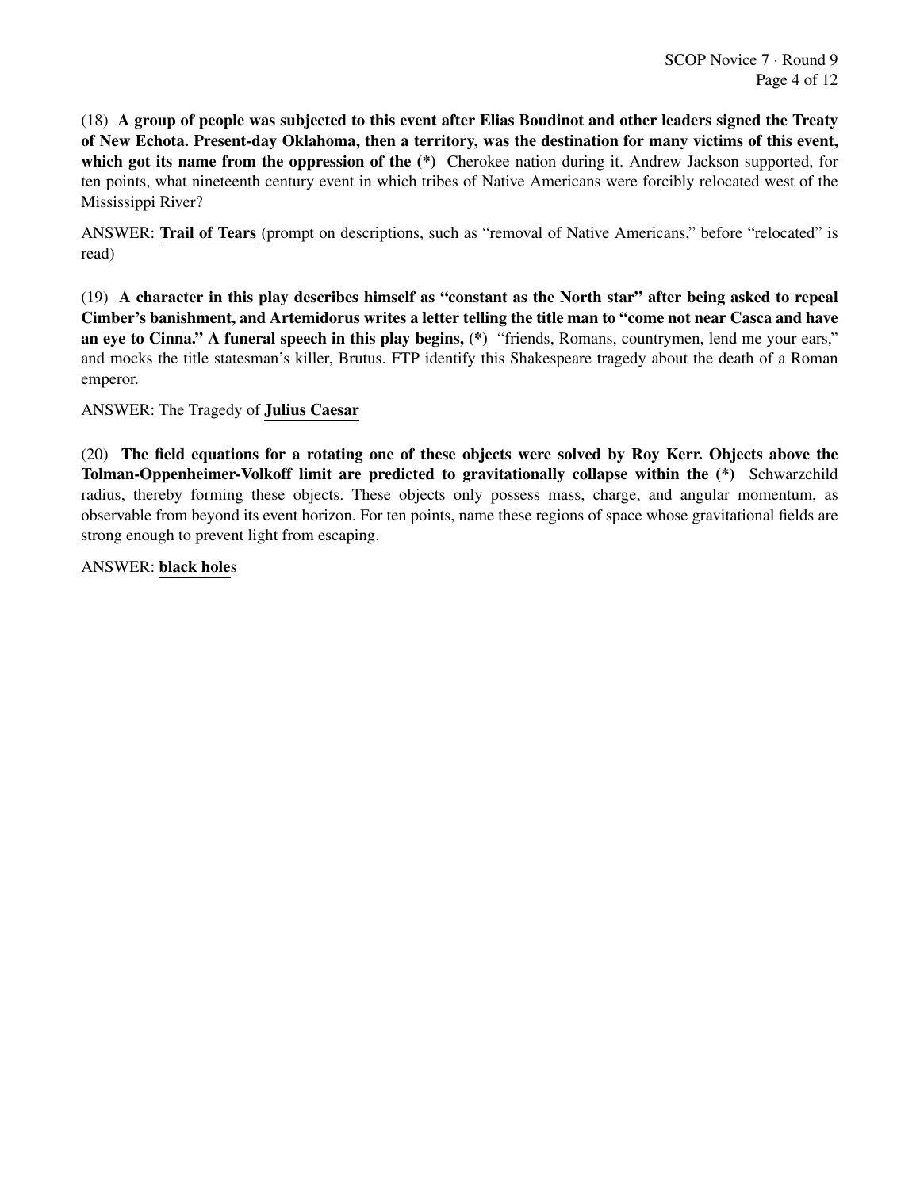(18) **A group of people was subjected to this event after Elias Boudinot and other leaders signed the Treaty of New Echota. Present-day Oklahoma, then a territory, was the destination for many victims of this event, which got its name from the oppression of the (*)** Cherokee nation during it. Andrew Jackson supported, for ten points, what nineteenth century event in which tribes of Native Americans were forcibly relocated west of the Mississippi River?

ANSWER: **Trail of Tears** (prompt on descriptions, such as "removal of Native Americans," before "relocated" is read)

(19) **A character in this play describes himself as "constant as the North star" after being asked to repeal Cimber's banishment, and Artemidorus writes a letter telling the title man to "come not near Casca and have an eye to Cinna." A funeral speech in this play begins, (*)** "friends, Romans, countrymen, lend me your ears," and mocks the title statesman's killer, Brutus. FTP identify this Shakespeare tragedy about the death of a Roman emperor.

ANSWER: The Tragedy of **Julius Caesar**

(20) **The field equations for a rotating one of these objects were solved by Roy Kerr. Objects above the Tolman-Oppenheimer-Volkoff limit are predicted to gravitationally collapse within the (*)** Schwarzchild radius, thereby forming these objects. These objects only possess mass, charge, and angular momentum, as observable from beyond its event horizon. For ten points, name these regions of space whose gravitational fields are strong enough to prevent light from escaping.

ANSWER: **black hole**s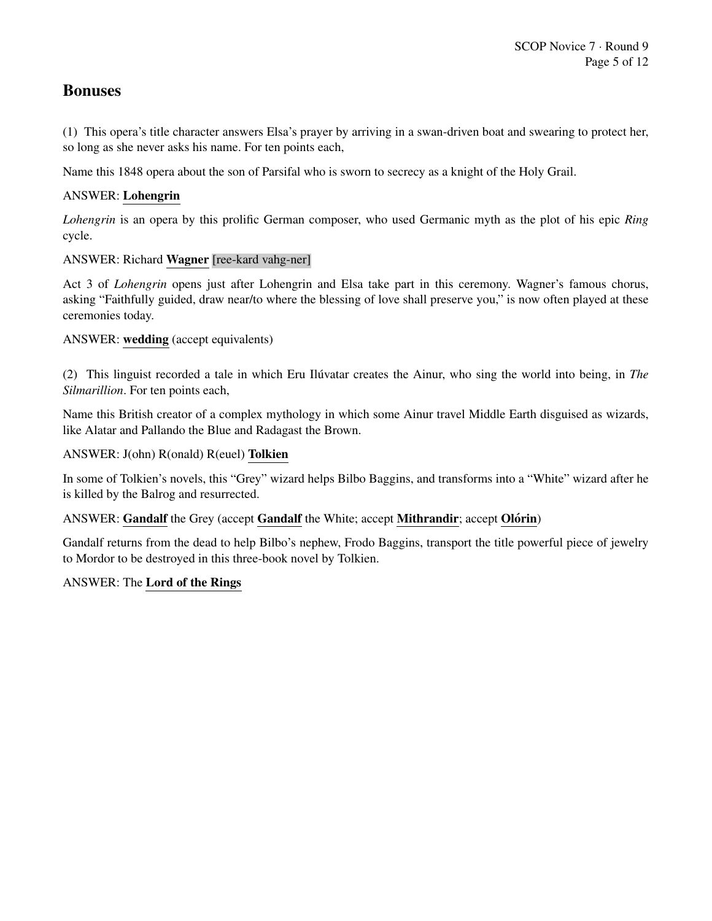## Bonuses

(1) This opera's title character answers Elsa's prayer by arriving in a swan-driven boat and swearing to protect her, so long as she never asks his name. For ten points each,

Name this 1848 opera about the son of Parsifal who is sworn to secrecy as a knight of the Holy Grail.

ANSWER: **Lohengrin**

*Lohengrin* is an opera by this prolific German composer, who used Germanic myth as the plot of his epic *Ring* cycle.

ANSWER: Richard **Wagner** [ree-kard vahg-ner]

Act 3 of *Lohengrin* opens just after Lohengrin and Elsa take part in this ceremony. Wagner's famous chorus, asking "Faithfully guided, draw near/to where the blessing of love shall preserve you," is now often played at these ceremonies today.

ANSWER: **wedding** (accept equivalents)

(2) This linguist recorded a tale in which Eru Ilúvatar creates the Ainur, who sing the world into being, in *The Silmarillion*. For ten points each,

Name this British creator of a complex mythology in which some Ainur travel Middle Earth disguised as wizards, like Alatar and Pallando the Blue and Radagast the Brown.

ANSWER: J(ohn) R(onald) R(euel) **Tolkien**

In some of Tolkien's novels, this "Grey" wizard helps Bilbo Baggins, and transforms into a "White" wizard after he is killed by the Balrog and resurrected.

ANSWER: **Gandalf** the Grey (accept **Gandalf** the White; accept **Mithrandir**; accept **Olórin**)

Gandalf returns from the dead to help Bilbo's nephew, Frodo Baggins, transport the title powerful piece of jewelry to Mordor to be destroyed in this three-book novel by Tolkien.

ANSWER: The **Lord of the Rings**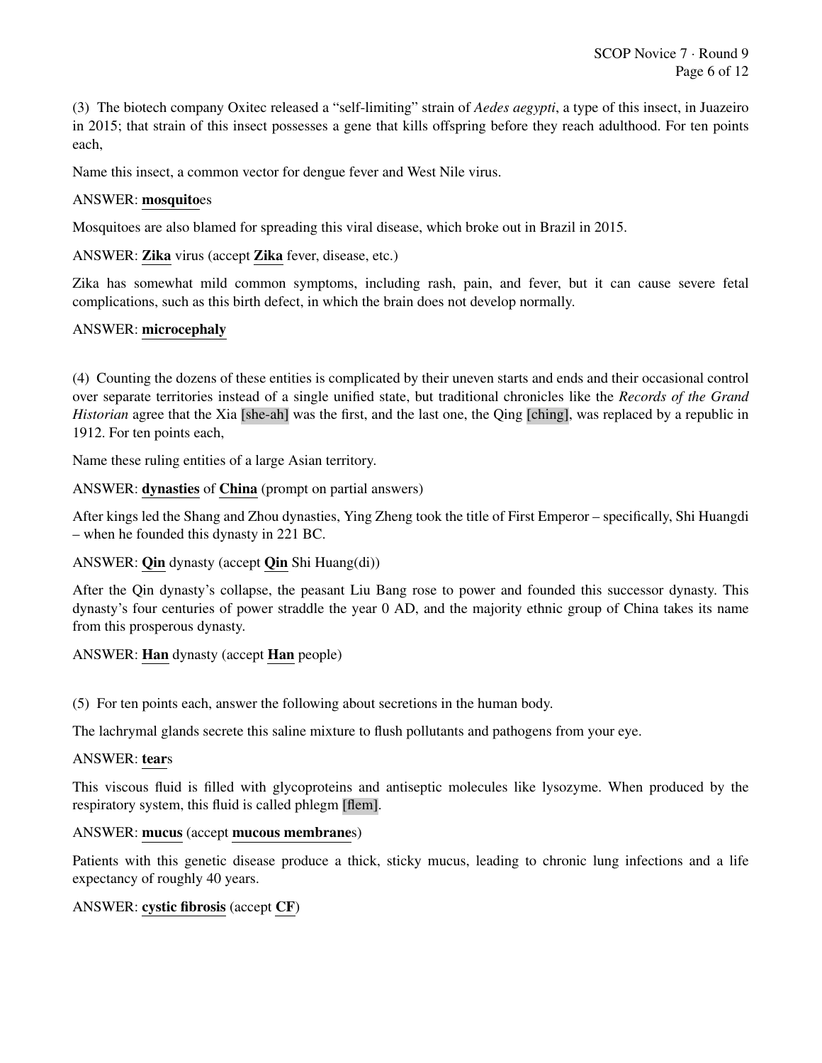(3) The biotech company Oxitec released a “self-limiting” strain of *Aedes aegypti*, a type of this insect, in Juazeiro in 2015; that strain of this insect possesses a gene that kills offspring before they reach adulthood. For ten points each,

Name this insect, a common vector for dengue fever and West Nile virus.

ANSWER: **mosquito**es

Mosquitoes are also blamed for spreading this viral disease, which broke out in Brazil in 2015.

ANSWER: **Zika** virus (accept **Zika** fever, disease, etc.)

Zika has somewhat mild common symptoms, including rash, pain, and fever, but it can cause severe fetal complications, such as this birth defect, in which the brain does not develop normally.

ANSWER: **microcephaly**

(4) Counting the dozens of these entities is complicated by their uneven starts and ends and their occasional control over separate territories instead of a single unified state, but traditional chronicles like the *Records of the Grand Historian* agree that the Xia [she-ah] was the first, and the last one, the Qing [ching], was replaced by a republic in 1912. For ten points each,

Name these ruling entities of a large Asian territory.

ANSWER: **dynasties** of **China** (prompt on partial answers)

After kings led the Shang and Zhou dynasties, Ying Zheng took the title of First Emperor – specifically, Shi Huangdi – when he founded this dynasty in 221 BC.

ANSWER: **Qin** dynasty (accept **Qin** Shi Huang(di))

After the Qin dynasty's collapse, the peasant Liu Bang rose to power and founded this successor dynasty. This dynasty's four centuries of power straddle the year 0 AD, and the majority ethnic group of China takes its name from this prosperous dynasty.

ANSWER: **Han** dynasty (accept **Han** people)

(5) For ten points each, answer the following about secretions in the human body.

The lachrymal glands secrete this saline mixture to flush pollutants and pathogens from your eye.

ANSWER: **tear**s

This viscous fluid is filled with glycoproteins and antiseptic molecules like lysozyme. When produced by the respiratory system, this fluid is called phlegm [flem].

ANSWER: **mucus** (accept **mucous membrane**s)

Patients with this genetic disease produce a thick, sticky mucus, leading to chronic lung infections and a life expectancy of roughly 40 years.

ANSWER: **cystic fibrosis** (accept **CF**)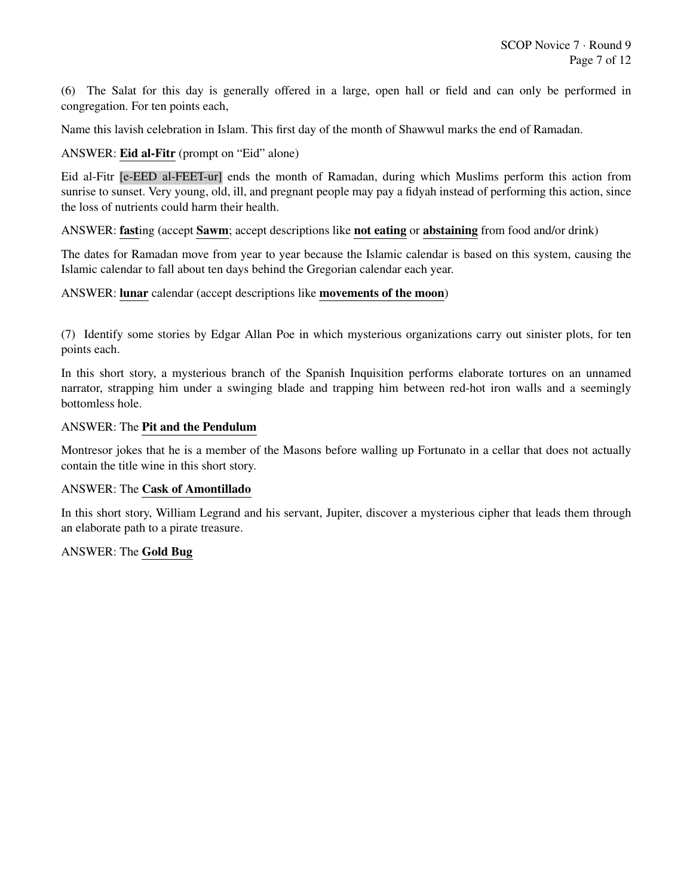(6) The Salat for this day is generally offered in a large, open hall or field and can only be performed in congregation. For ten points each,

Name this lavish celebration in Islam. This first day of the month of Shawwul marks the end of Ramadan.

ANSWER: **Eid al-Fitr** (prompt on "Eid" alone)

Eid al-Fitr [e-EED al-FEET-ur] ends the month of Ramadan, during which Muslims perform this action from sunrise to sunset. Very young, old, ill, and pregnant people may pay a fidyah instead of performing this action, since the loss of nutrients could harm their health.

ANSWER: **fast**ing (accept **Sawm**; accept descriptions like **not eating** or **abstaining** from food and/or drink)

The dates for Ramadan move from year to year because the Islamic calendar is based on this system, causing the Islamic calendar to fall about ten days behind the Gregorian calendar each year.

ANSWER: **lunar** calendar (accept descriptions like **movements of the moon**)

(7) Identify some stories by Edgar Allan Poe in which mysterious organizations carry out sinister plots, for ten points each.

In this short story, a mysterious branch of the Spanish Inquisition performs elaborate tortures on an unnamed narrator, strapping him under a swinging blade and trapping him between red-hot iron walls and a seemingly bottomless hole.

ANSWER: The **Pit and the Pendulum**

Montresor jokes that he is a member of the Masons before walling up Fortunato in a cellar that does not actually contain the title wine in this short story.

ANSWER: The **Cask of Amontillado**

In this short story, William Legrand and his servant, Jupiter, discover a mysterious cipher that leads them through an elaborate path to a pirate treasure.

ANSWER: The **Gold Bug**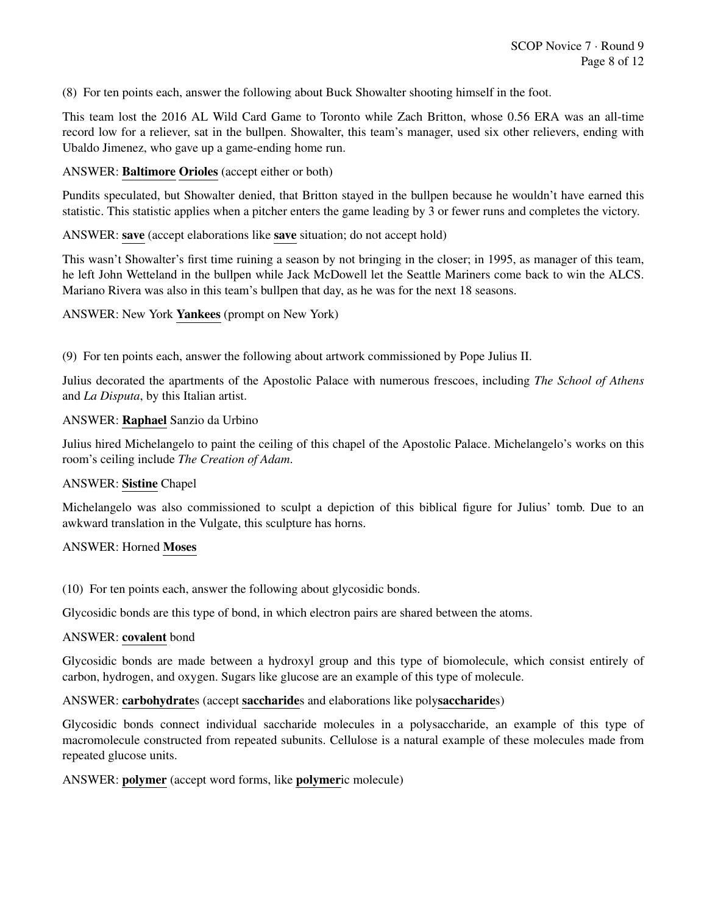(8) For ten points each, answer the following about Buck Showalter shooting himself in the foot.

This team lost the 2016 AL Wild Card Game to Toronto while Zach Britton, whose 0.56 ERA was an all-time record low for a reliever, sat in the bullpen. Showalter, this team's manager, used six other relievers, ending with Ubaldo Jimenez, who gave up a game-ending home run.

ANSWER: **Baltimore Orioles** (accept either or both)

Pundits speculated, but Showalter denied, that Britton stayed in the bullpen because he wouldn't have earned this statistic. This statistic applies when a pitcher enters the game leading by 3 or fewer runs and completes the victory.

ANSWER: **save** (accept elaborations like **save** situation; do not accept hold)

This wasn't Showalter's first time ruining a season by not bringing in the closer; in 1995, as manager of this team, he left John Wetteland in the bullpen while Jack McDowell let the Seattle Mariners come back to win the ALCS. Mariano Rivera was also in this team's bullpen that day, as he was for the next 18 seasons.

ANSWER: New York **Yankees** (prompt on New York)

(9) For ten points each, answer the following about artwork commissioned by Pope Julius II.

Julius decorated the apartments of the Apostolic Palace with numerous frescoes, including *The School of Athens* and *La Disputa*, by this Italian artist.

ANSWER: **Raphael** Sanzio da Urbino

Julius hired Michelangelo to paint the ceiling of this chapel of the Apostolic Palace. Michelangelo's works on this room's ceiling include *The Creation of Adam*.

ANSWER: **Sistine** Chapel

Michelangelo was also commissioned to sculpt a depiction of this biblical figure for Julius' tomb. Due to an awkward translation in the Vulgate, this sculpture has horns.

ANSWER: Horned **Moses**

(10) For ten points each, answer the following about glycosidic bonds.

Glycosidic bonds are this type of bond, in which electron pairs are shared between the atoms.

ANSWER: **covalent** bond

Glycosidic bonds are made between a hydroxyl group and this type of biomolecule, which consist entirely of carbon, hydrogen, and oxygen. Sugars like glucose are an example of this type of molecule.

ANSWER: **carbohydrate**s (accept **saccharide**s and elaborations like poly**saccharide**s)

Glycosidic bonds connect individual saccharide molecules in a polysaccharide, an example of this type of macromolecule constructed from repeated subunits. Cellulose is a natural example of these molecules made from repeated glucose units.

ANSWER: **polymer** (accept word forms, like **polymer**ic molecule)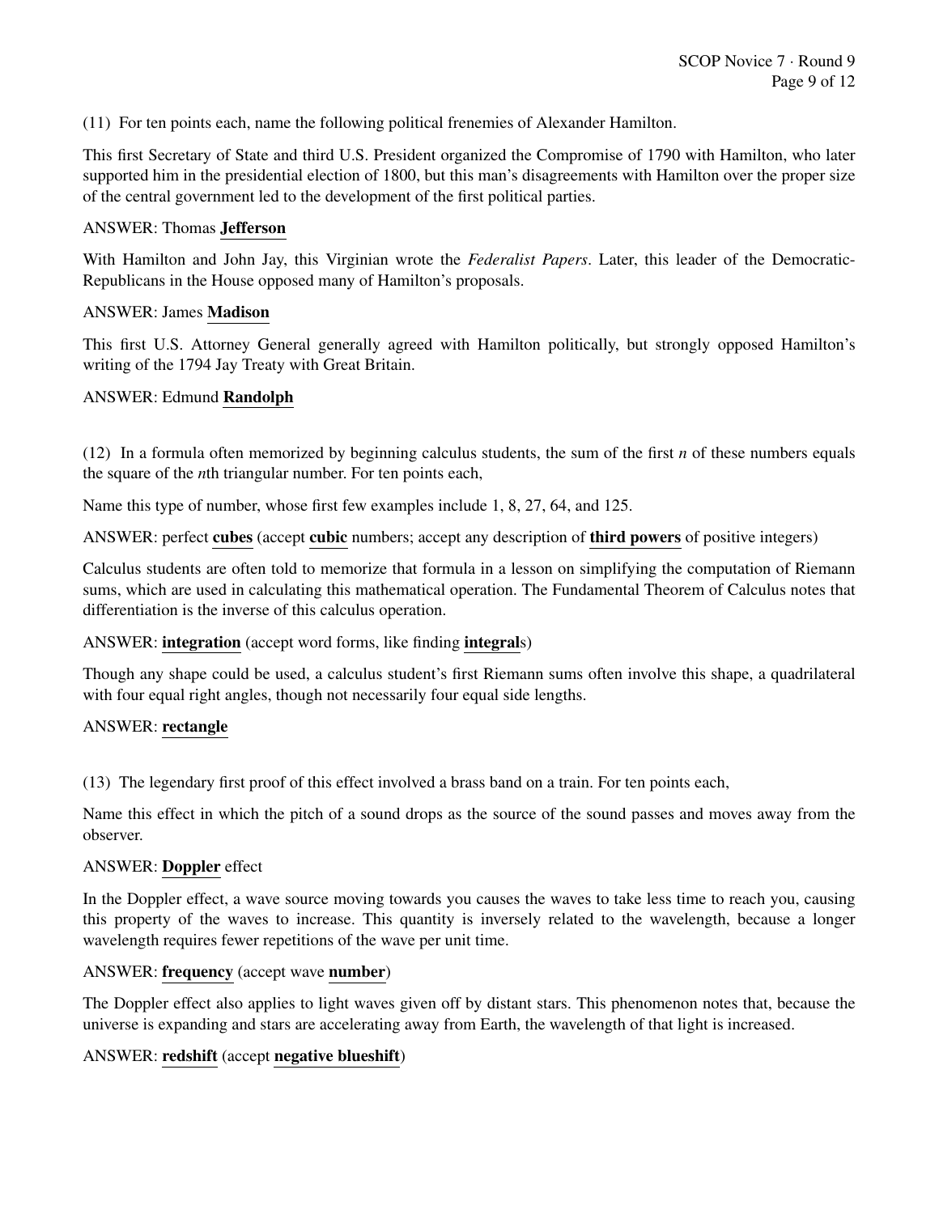(11) For ten points each, name the following political frenemies of Alexander Hamilton.

This first Secretary of State and third U.S. President organized the Compromise of 1790 with Hamilton, who later supported him in the presidential election of 1800, but this man's disagreements with Hamilton over the proper size of the central government led to the development of the first political parties.

ANSWER: Thomas **Jefferson**

With Hamilton and John Jay, this Virginian wrote the *Federalist Papers*. Later, this leader of the Democratic-Republicans in the House opposed many of Hamilton's proposals.

ANSWER: James **Madison**

This first U.S. Attorney General generally agreed with Hamilton politically, but strongly opposed Hamilton's writing of the 1794 Jay Treaty with Great Britain.

ANSWER: Edmund **Randolph**

(12) In a formula often memorized by beginning calculus students, the sum of the first $n$ of these numbers equals the square of the $n$th triangular number. For ten points each,

Name this type of number, whose first few examples include 1, 8, 27, 64, and 125.

ANSWER: perfect **cubes** (accept **cubic** numbers; accept any description of **third powers** of positive integers)

Calculus students are often told to memorize that formula in a lesson on simplifying the computation of Riemann sums, which are used in calculating this mathematical operation. The Fundamental Theorem of Calculus notes that differentiation is the inverse of this calculus operation.

ANSWER: **integration** (accept word forms, like finding **integral**s)

Though any shape could be used, a calculus student's first Riemann sums often involve this shape, a quadrilateral with four equal right angles, though not necessarily four equal side lengths.

ANSWER: **rectangle**

(13) The legendary first proof of this effect involved a brass band on a train. For ten points each,

Name this effect in which the pitch of a sound drops as the source of the sound passes and moves away from the observer.

ANSWER: **Doppler** effect

In the Doppler effect, a wave source moving towards you causes the waves to take less time to reach you, causing this property of the waves to increase. This quantity is inversely related to the wavelength, because a longer wavelength requires fewer repetitions of the wave per unit time.

ANSWER: **frequency** (accept wave **number**)

The Doppler effect also applies to light waves given off by distant stars. This phenomenon notes that, because the universe is expanding and stars are accelerating away from Earth, the wavelength of that light is increased.

ANSWER: **redshift** (accept **negative blueshift**)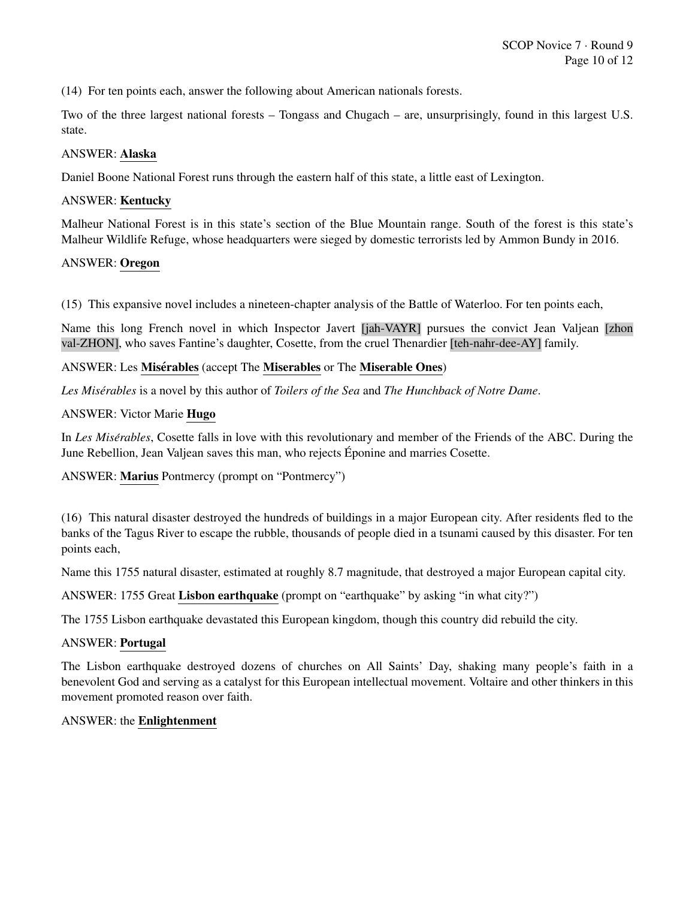(14) For ten points each, answer the following about American nationals forests.

Two of the three largest national forests – Tongass and Chugach – are, unsurprisingly, found in this largest U.S. state.

ANSWER: **Alaska**

Daniel Boone National Forest runs through the eastern half of this state, a little east of Lexington.

ANSWER: **Kentucky**

Malheur National Forest is in this state's section of the Blue Mountain range. South of the forest is this state's Malheur Wildlife Refuge, whose headquarters were sieged by domestic terrorists led by Ammon Bundy in 2016.

ANSWER: **Oregon**

(15) This expansive novel includes a nineteen-chapter analysis of the Battle of Waterloo. For ten points each,

Name this long French novel in which Inspector Javert [jah-VAYR] pursues the convict Jean Valjean [zhon val-ZHON], who saves Fantine's daughter, Cosette, from the cruel Thenardier [teh-nahr-dee-AY] family.

ANSWER: Les **Misérables** (accept The **Miserables** or The **Miserable Ones**)

*Les Misérables* is a novel by this author of *Toilers of the Sea* and *The Hunchback of Notre Dame*.

ANSWER: Victor Marie **Hugo**

In *Les Misérables*, Cosette falls in love with this revolutionary and member of the Friends of the ABC. During the June Rebellion, Jean Valjean saves this man, who rejects Éponine and marries Cosette.

ANSWER: **Marius** Pontmercy (prompt on "Pontmercy")

(16) This natural disaster destroyed the hundreds of buildings in a major European city. After residents fled to the banks of the Tagus River to escape the rubble, thousands of people died in a tsunami caused by this disaster. For ten points each,

Name this 1755 natural disaster, estimated at roughly 8.7 magnitude, that destroyed a major European capital city.

ANSWER: 1755 Great **Lisbon earthquake** (prompt on "earthquake" by asking "in what city?")

The 1755 Lisbon earthquake devastated this European kingdom, though this country did rebuild the city.

ANSWER: **Portugal**

The Lisbon earthquake destroyed dozens of churches on All Saints' Day, shaking many people's faith in a benevolent God and serving as a catalyst for this European intellectual movement. Voltaire and other thinkers in this movement promoted reason over faith.

ANSWER: the **Enlightenment**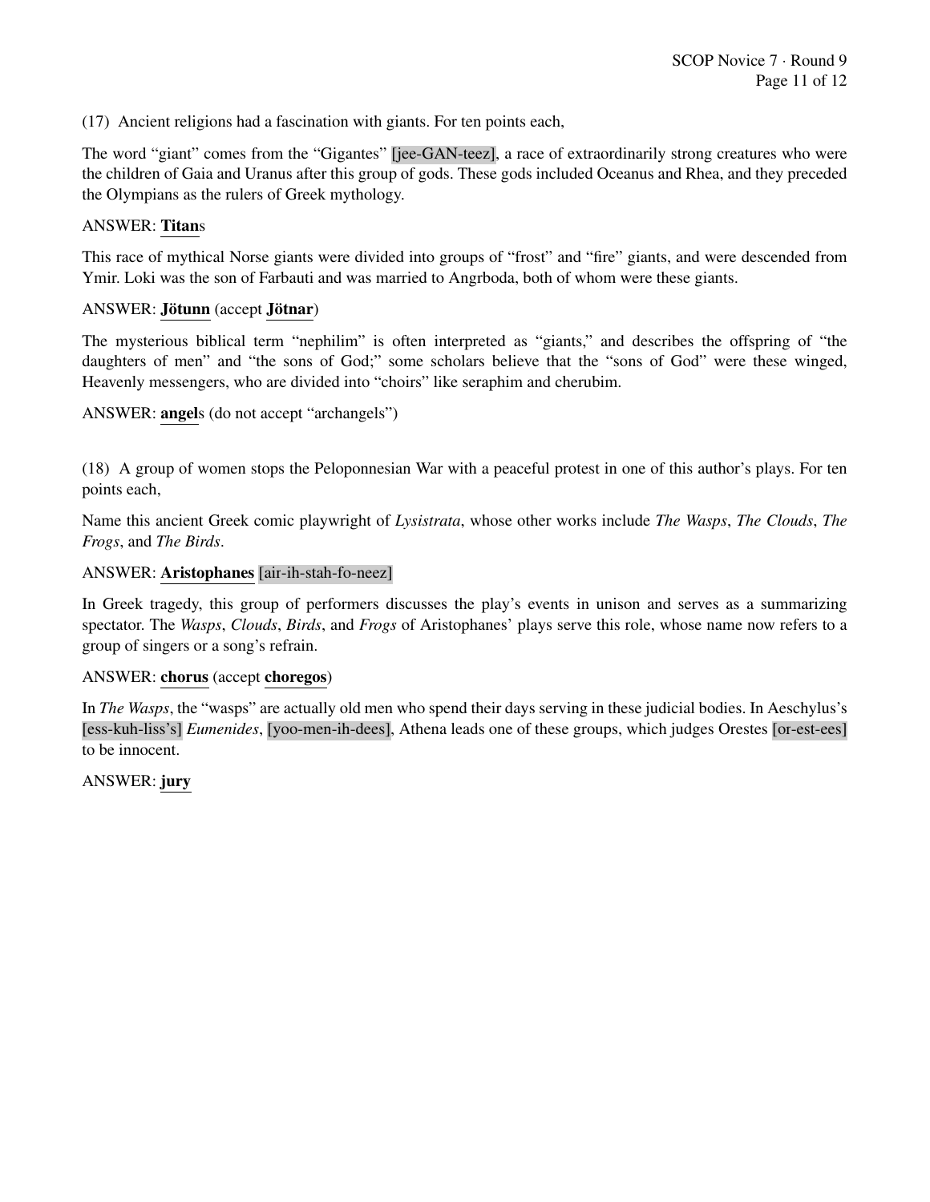(17) Ancient religions had a fascination with giants. For ten points each,

The word "giant" comes from the "Gigantes" [jee-GAN-teez], a race of extraordinarily strong creatures who were the children of Gaia and Uranus after this group of gods. These gods included Oceanus and Rhea, and they preceded the Olympians as the rulers of Greek mythology.

ANSWER: **Titan**s

This race of mythical Norse giants were divided into groups of "frost" and "fire" giants, and were descended from Ymir. Loki was the son of Farbauti and was married to Angrboda, both of whom were these giants.

ANSWER: **Jötunn** (accept **Jötnar**)

The mysterious biblical term "nephilim" is often interpreted as "giants," and describes the offspring of "the daughters of men" and "the sons of God;" some scholars believe that the "sons of God" were these winged, Heavenly messengers, who are divided into "choirs" like seraphim and cherubim.

ANSWER: **angel**s (do not accept "archangels")

(18) A group of women stops the Peloponnesian War with a peaceful protest in one of this author's plays. For ten points each,

Name this ancient Greek comic playwright of *Lysistrata*, whose other works include *The Wasps*, *The Clouds*, *The Frogs*, and *The Birds*.

ANSWER: **Aristophanes** [air-ih-stah-fo-neez]

In Greek tragedy, this group of performers discusses the play's events in unison and serves as a summarizing spectator. The *Wasps*, *Clouds*, *Birds*, and *Frogs* of Aristophanes' plays serve this role, whose name now refers to a group of singers or a song's refrain.

ANSWER: **chorus** (accept **choregos**)

In *The Wasps*, the "wasps" are actually old men who spend their days serving in these judicial bodies. In Aeschylus's [ess-kuh-liss's] *Eumenides*, [yoo-men-ih-dees], Athena leads one of these groups, which judges Orestes [or-est-ees] to be innocent.

ANSWER: **jury**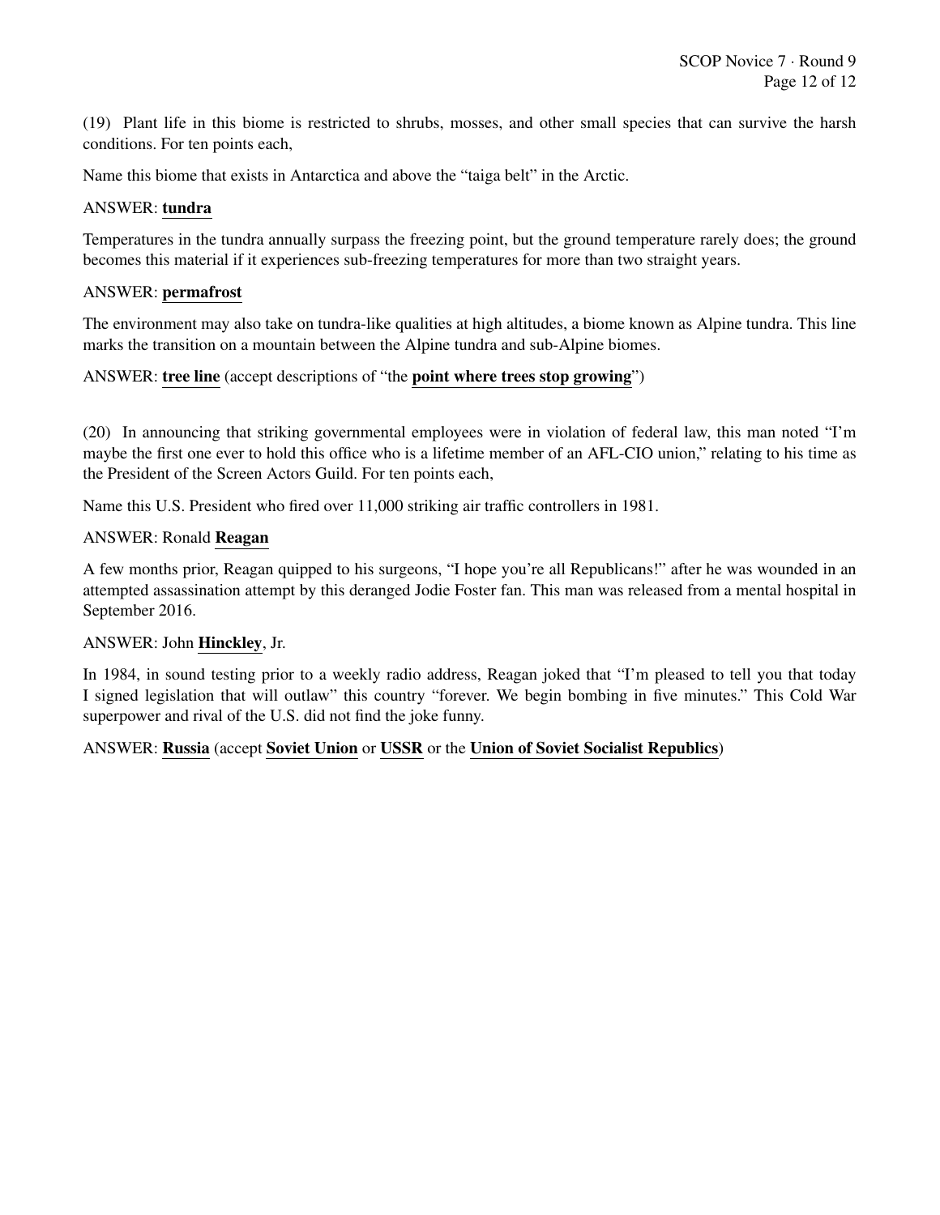(19) Plant life in this biome is restricted to shrubs, mosses, and other small species that can survive the harsh conditions. For ten points each,

Name this biome that exists in Antarctica and above the "taiga belt" in the Arctic.

ANSWER: **tundra**

Temperatures in the tundra annually surpass the freezing point, but the ground temperature rarely does; the ground becomes this material if it experiences sub-freezing temperatures for more than two straight years.

ANSWER: **permafrost**

The environment may also take on tundra-like qualities at high altitudes, a biome known as Alpine tundra. This line marks the transition on a mountain between the Alpine tundra and sub-Alpine biomes.

ANSWER: **tree line** (accept descriptions of "the **point where trees stop growing**")

(20) In announcing that striking governmental employees were in violation of federal law, this man noted "I'm maybe the first one ever to hold this office who is a lifetime member of an AFL-CIO union," relating to his time as the President of the Screen Actors Guild. For ten points each,

Name this U.S. President who fired over 11,000 striking air traffic controllers in 1981.

ANSWER: Ronald **Reagan**

A few months prior, Reagan quipped to his surgeons, "I hope you're all Republicans!" after he was wounded in an attempted assassination attempt by this deranged Jodie Foster fan. This man was released from a mental hospital in September 2016.

ANSWER: John **Hinckley**, Jr.

In 1984, in sound testing prior to a weekly radio address, Reagan joked that "I'm pleased to tell you that today I signed legislation that will outlaw" this country "forever. We begin bombing in five minutes." This Cold War superpower and rival of the U.S. did not find the joke funny.

ANSWER: **Russia** (accept **Soviet Union** or **USSR** or the **Union of Soviet Socialist Republics**)